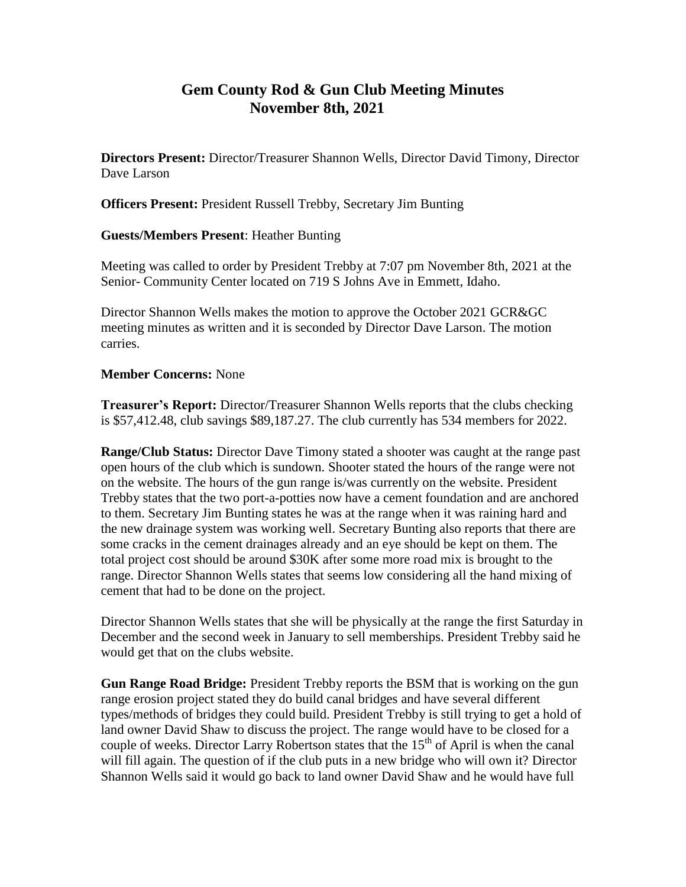# Gem County Rod & Gun Club Meeting Minutes
## November 8th, 2021

**Directors Present:** Director/Treasurer Shannon Wells, Director David Timony, Director Dave Larson

**Officers Present:** President Russell Trebby, Secretary Jim Bunting

**Guests/Members Present**: Heather Bunting

Meeting was called to order by President Trebby at 7:07 pm November 8th, 2021 at the Senior- Community Center located on 719 S Johns Ave in Emmett, Idaho.

Director Shannon Wells makes the motion to approve the October 2021 GCR&GC meeting minutes as written and it is seconded by Director Dave Larson. The motion carries.

**Member Concerns:** None

**Treasurer's Report:** Director/Treasurer Shannon Wells reports that the clubs checking is $57,412.48, club savings $89,187.27. The club currently has 534 members for 2022.

**Range/Club Status:** Director Dave Timony stated a shooter was caught at the range past open hours of the club which is sundown. Shooter stated the hours of the range were not on the website. The hours of the gun range is/was currently on the website. President Trebby states that the two port-a-potties now have a cement foundation and are anchored to them. Secretary Jim Bunting states he was at the range when it was raining hard and the new drainage system was working well. Secretary Bunting also reports that there are some cracks in the cement drainages already and an eye should be kept on them. The total project cost should be around $30K after some more road mix is brought to the range. Director Shannon Wells states that seems low considering all the hand mixing of cement that had to be done on the project.

Director Shannon Wells states that she will be physically at the range the first Saturday in December and the second week in January to sell memberships. President Trebby said he would get that on the clubs website.

**Gun Range Road Bridge:** President Trebby reports the BSM that is working on the gun range erosion project stated they do build canal bridges and have several different types/methods of bridges they could build. President Trebby is still trying to get a hold of land owner David Shaw to discuss the project. The range would have to be closed for a couple of weeks. Director Larry Robertson states that the 15th of April is when the canal will fill again. The question of if the club puts in a new bridge who will own it? Director Shannon Wells said it would go back to land owner David Shaw and he would have full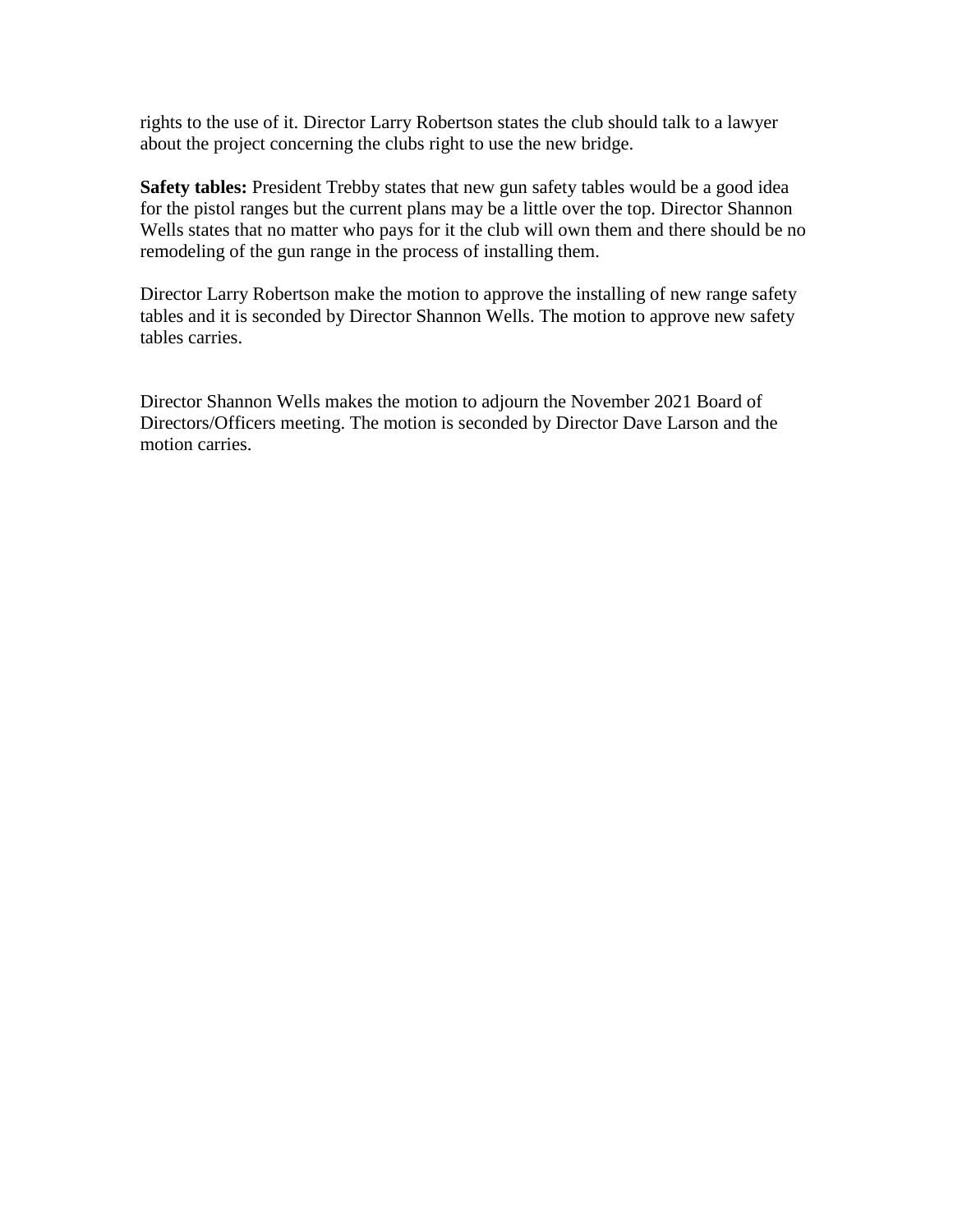rights to the use of it. Director Larry Robertson states the club should talk to a lawyer about the project concerning the clubs right to use the new bridge.

**Safety tables:** President Trebby states that new gun safety tables would be a good idea for the pistol ranges but the current plans may be a little over the top. Director Shannon Wells states that no matter who pays for it the club will own them and there should be no remodeling of the gun range in the process of installing them.

Director Larry Robertson make the motion to approve the installing of new range safety tables and it is seconded by Director Shannon Wells. The motion to approve new safety tables carries.

Director Shannon Wells makes the motion to adjourn the November 2021 Board of Directors/Officers meeting. The motion is seconded by Director Dave Larson and the motion carries.